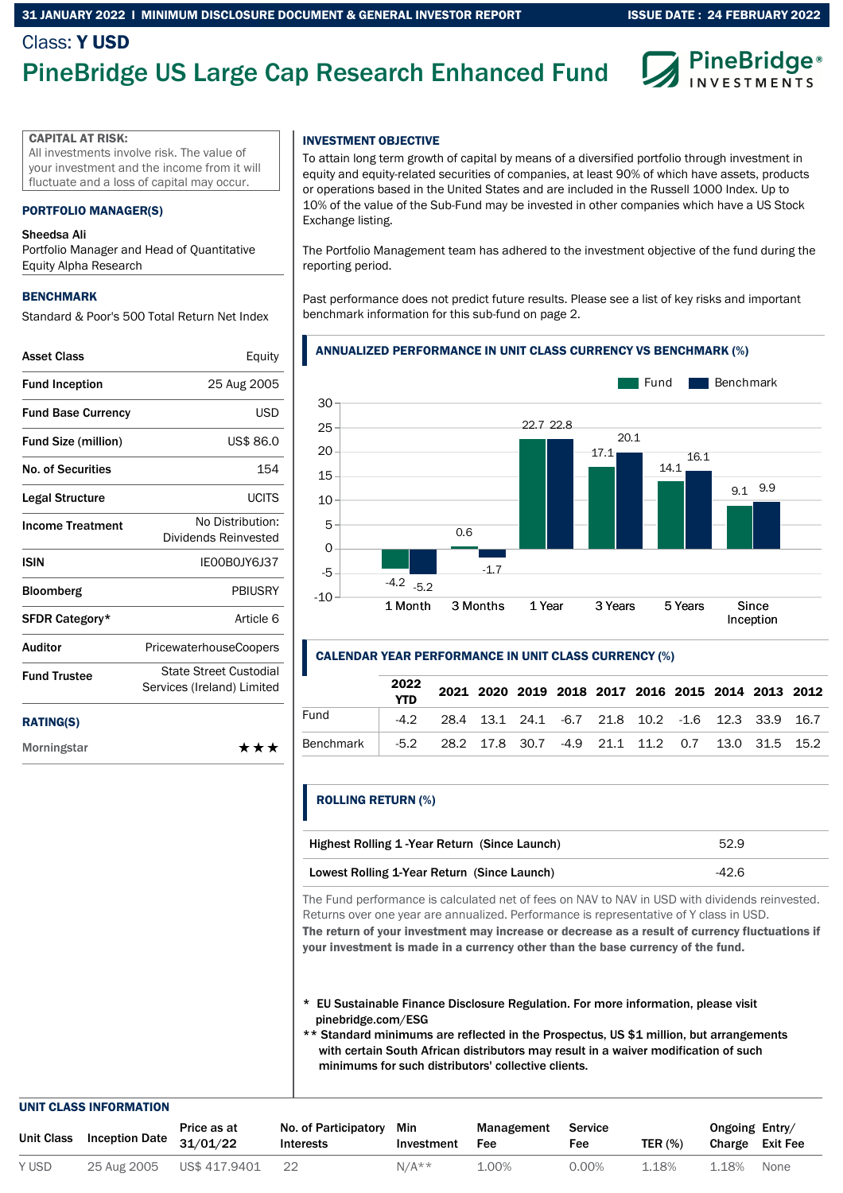31 JANUARY 2022 | MINIMUM DISCLOSURE DOCUMENT & GENERAL INVESTOR REPORT — ISSUE DATE : 24 FEBRUARY 2022

Class: **Y USD**

# PineBridge US Large Cap Research Enhanced Fund

PineBridge® INVESTMENTS

**CAPITAL AT RISK:**
All investments involve risk. The value of your investment and the income from it will fluctuate and a loss of capital may occur.

## PORTFOLIO MANAGER(S)

**Sheedsa Ali**
Portfolio Manager and Head of Quantitative Equity Alpha Research

## BENCHMARK

Standard & Poor's 500 Total Return Net Index

| | |
|---|---|
| **Asset Class** | Equity |
| **Fund Inception** | 25 Aug 2005 |
| **Fund Base Currency** | USD |
| **Fund Size (million)** | US$ 86.0 |
| **No. of Securities** | 154 |
| **Legal Structure** | UCITS |
| **Income Treatment** | No Distribution: Dividends Reinvested |
| **ISIN** | IE00B0JY6J37 |
| **Bloomberg** | PBIUSRY |
| **SFDR Category*** | Article 6 |
| **Auditor** | PricewaterhouseCoopers |
| **Fund Trustee** | State Street Custodial Services (Ireland) Limited |

## RATING(S)

Morningstar ★★★

## INVESTMENT OBJECTIVE

To attain long term growth of capital by means of a diversified portfolio through investment in equity and equity-related securities of companies, at least 90% of which have assets, products or operations based in the United States and are included in the Russell 1000 Index. Up to 10% of the value of the Sub-Fund may be invested in other companies which have a US Stock Exchange listing.

The Portfolio Management team has adhered to the investment objective of the fund during the reporting period.

Past performance does not predict future results. Please see a list of key risks and important benchmark information for this sub-fund on page 2.

## ANNUALIZED PERFORMANCE IN UNIT CLASS CURRENCY VS BENCHMARK (%)

| | 1 Month | 3 Months | 1 Year | 3 Years | 5 Years | Since Inception |
|---|---|---|---|---|---|---|
| Fund | -4.2 | 0.6 | 22.7 | 17.1 | 14.1 | 9.1 |
| Benchmark | -5.2 | -1.7 | 22.8 | 20.1 | 16.1 | 9.9 |

## CALENDAR YEAR PERFORMANCE IN UNIT CLASS CURRENCY (%)

| | 2022 YTD | 2021 | 2020 | 2019 | 2018 | 2017 | 2016 | 2015 | 2014 | 2013 | 2012 |
|---|---|---|---|---|---|---|---|---|---|---|---|
| Fund | -4.2 | 28.4 | 13.1 | 24.1 | -6.7 | 21.8 | 10.2 | -1.6 | 12.3 | 33.9 | 16.7 |
| Benchmark | -5.2 | 28.2 | 17.8 | 30.7 | -4.9 | 21.1 | 11.2 | 0.7 | 13.0 | 31.5 | 15.2 |

## ROLLING RETURN (%)

| | |
|---|---|
| **Highest Rolling 1 -Year Return (Since Launch)** | 52.9 |
| **Lowest Rolling 1-Year Return (Since Launch)** | -42.6 |

The Fund performance is calculated net of fees on NAV to NAV in USD with dividends reinvested. Returns over one year are annualized. Performance is representative of Y class in USD.

**The return of your investment may increase or decrease as a result of currency fluctuations if your investment is made in a currency other than the base currency of the fund.**

\* EU Sustainable Finance Disclosure Regulation. For more information, please visit pinebridge.com/ESG

\*\* Standard minimums are reflected in the Prospectus, US $1 million, but arrangements with certain South African distributors may result in a waiver modification of such minimums for such distributors' collective clients.

## UNIT CLASS INFORMATION

| Unit Class | Inception Date | Price as at 31/01/22 | No. of Participatory Interests | Min Investment | Management Fee | Service Fee | TER (%) | Ongoing Charge | Entry/ Exit Fee |
|---|---|---|---|---|---|---|---|---|---|
| Y USD | 25 Aug 2005 | US$ 417.9401 | 22 | N/A** | 1.00% | 0.00% | 1.18% | 1.18% | None |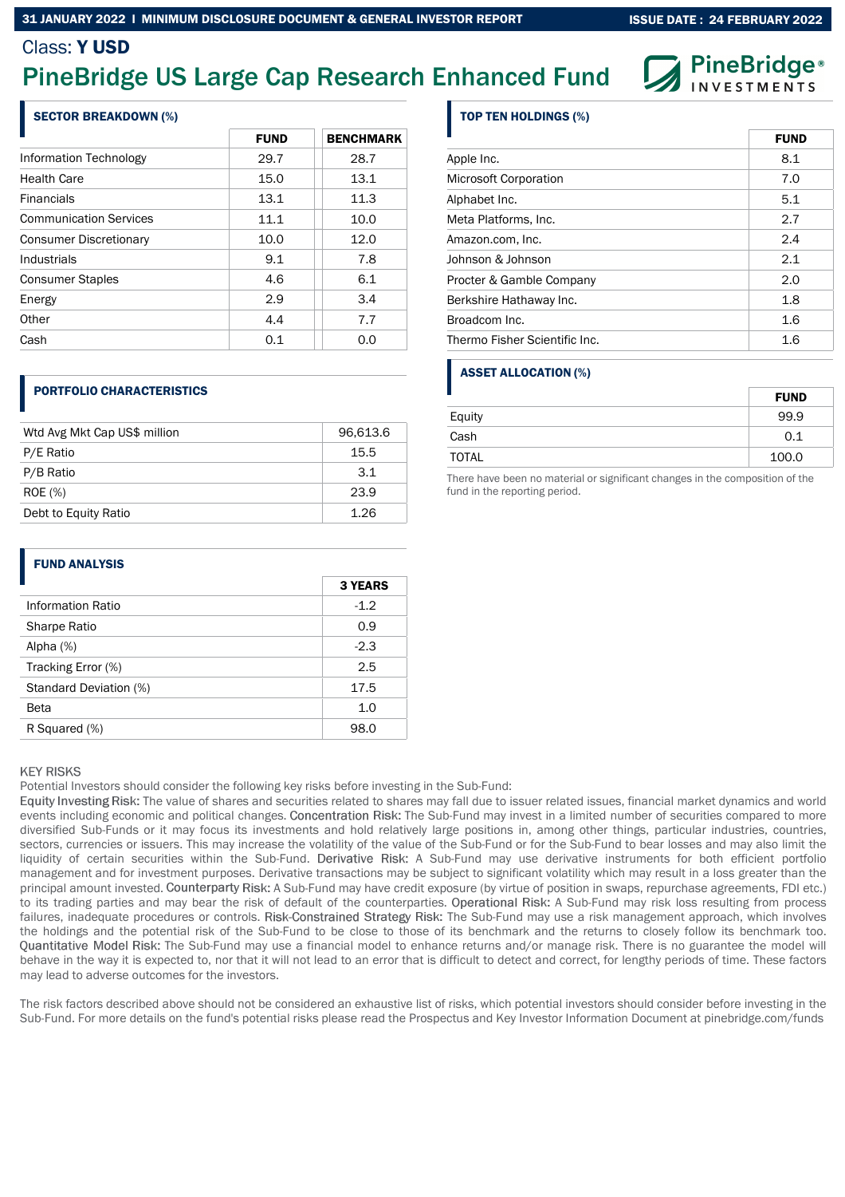Class: **Y USD**

# PineBridge US Large Cap Research Enhanced Fund

### SECTOR BREAKDOWN (%)

| | FUND | BENCHMARK |
|---|---|---|
| Information Technology | 29.7 | 28.7 |
| Health Care | 15.0 | 13.1 |
| Financials | 13.1 | 11.3 |
| Communication Services | 11.1 | 10.0 |
| Consumer Discretionary | 10.0 | 12.0 |
| Industrials | 9.1 | 7.8 |
| Consumer Staples | 4.6 | 6.1 |
| Energy | 2.9 | 3.4 |
| Other | 4.4 | 7.7 |
| Cash | 0.1 | 0.0 |

### PORTFOLIO CHARACTERISTICS

| | |
|---|---|
| Wtd Avg Mkt Cap US$ million | 96,613.6 |
| P/E Ratio | 15.5 |
| P/B Ratio | 3.1 |
| ROE (%) | 23.9 |
| Debt to Equity Ratio | 1.26 |

### FUND ANALYSIS

| | 3 YEARS |
|---|---|
| Information Ratio | -1.2 |
| Sharpe Ratio | 0.9 |
| Alpha (%) | -2.3 |
| Tracking Error (%) | 2.5 |
| Standard Deviation (%) | 17.5 |
| Beta | 1.0 |
| R Squared (%) | 98.0 |

### TOP TEN HOLDINGS (%)

| | FUND |
|---|---|
| Apple Inc. | 8.1 |
| Microsoft Corporation | 7.0 |
| Alphabet Inc. | 5.1 |
| Meta Platforms, Inc. | 2.7 |
| Amazon.com, Inc. | 2.4 |
| Johnson & Johnson | 2.1 |
| Procter & Gamble Company | 2.0 |
| Berkshire Hathaway Inc. | 1.8 |
| Broadcom Inc. | 1.6 |
| Thermo Fisher Scientific Inc. | 1.6 |

### ASSET ALLOCATION (%)

| | FUND |
|---|---|
| Equity | 99.9 |
| Cash | 0.1 |
| TOTAL | 100.0 |

There have been no material or significant changes in the composition of the fund in the reporting period.

KEY RISKS

Potential Investors should consider the following key risks before investing in the Sub-Fund:

Equity Investing Risk: The value of shares and securities related to shares may fall due to issuer related issues, financial market dynamics and world events including economic and political changes. Concentration Risk: The Sub-Fund may invest in a limited number of securities compared to more diversified Sub-Funds or it may focus its investments and hold relatively large positions in, among other things, particular industries, countries, sectors, currencies or issuers. This may increase the volatility of the value of the Sub-Fund or for the Sub-Fund to bear losses and may also limit the liquidity of certain securities within the Sub-Fund. Derivative Risk: A Sub-Fund may use derivative instruments for both efficient portfolio management and for investment purposes. Derivative transactions may be subject to significant volatility which may result in a loss greater than the principal amount invested. Counterparty Risk: A Sub-Fund may have credit exposure (by virtue of position in swaps, repurchase agreements, FDI etc.) to its trading parties and may bear the risk of default of the counterparties. Operational Risk: A Sub-Fund may risk loss resulting from process failures, inadequate procedures or controls. Risk-Constrained Strategy Risk: The Sub-Fund may use a risk management approach, which involves the holdings and the potential risk of the Sub-Fund to be close to those of its benchmark and the returns to closely follow its benchmark too. Quantitative Model Risk: The Sub-Fund may use a financial model to enhance returns and/or manage risk. There is no guarantee the model will behave in the way it is expected to, nor that it will not lead to an error that is difficult to detect and correct, for lengthy periods of time. These factors may lead to adverse outcomes for the investors.

The risk factors described above should not be considered an exhaustive list of risks, which potential investors should consider before investing in the Sub-Fund. For more details on the fund's potential risks please read the Prospectus and Key Investor Information Document at pinebridge.com/funds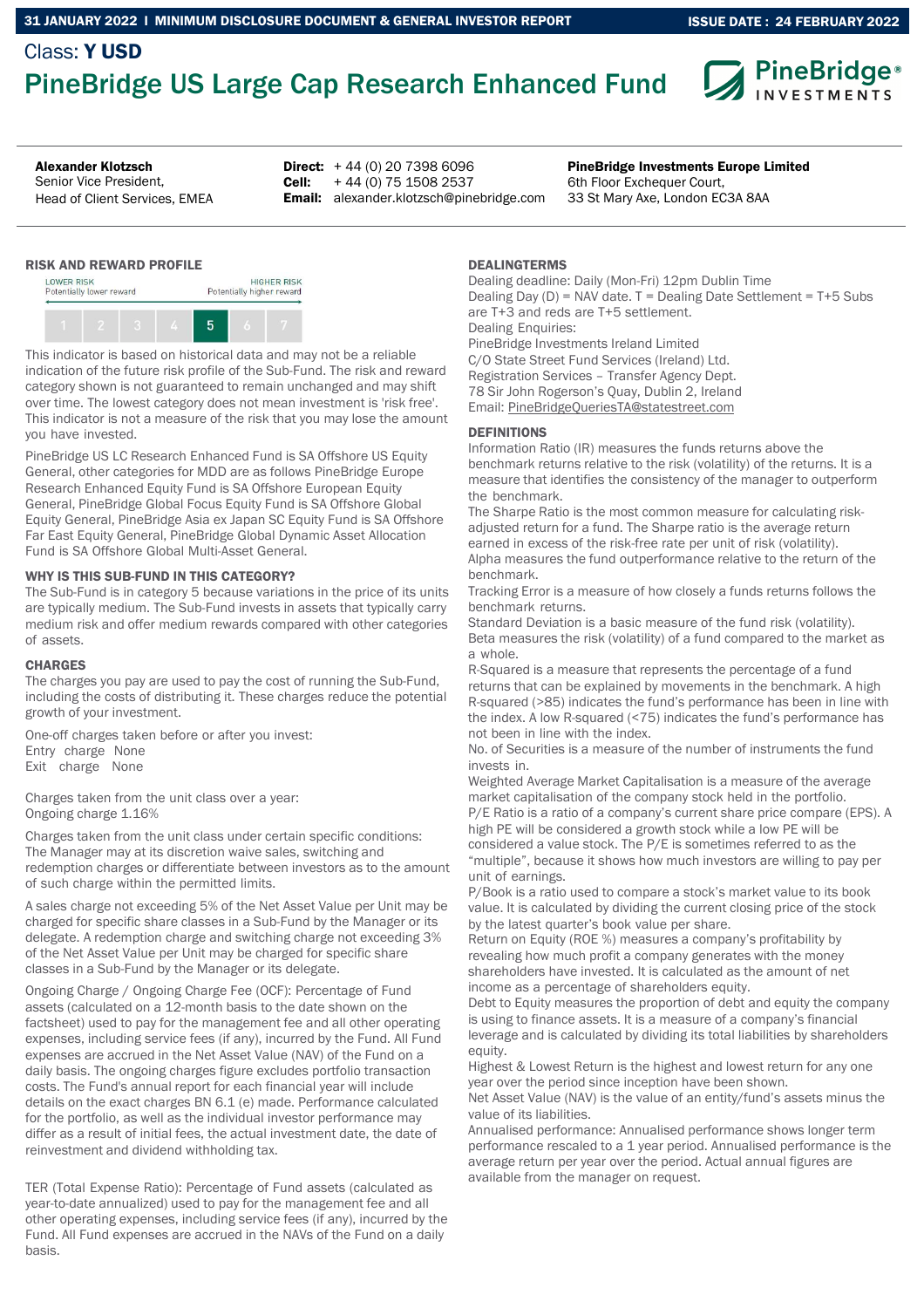Class: **Y USD**

# PineBridge US Large Cap Research Enhanced Fund

**Alexander Klotzsch**
Senior Vice President,
Head of Client Services, EMEA

**Direct:** + 44 (0) 20 7398 6096
**Cell:** + 44 (0) 75 1508 2537
**Email:** alexander.klotzsch@pinebridge.com

**PineBridge Investments Europe Limited**
6th Floor Exchequer Court,
33 St Mary Axe, London EC3A 8AA

## RISK AND REWARD PROFILE

LOWER RISK — Potentially lower reward | HIGHER RISK — Potentially higher reward

| 1 | 2 | 3 | 4 | **5** | 6 | 7 |
|---|---|---|---|---|---|---|

This indicator is based on historical data and may not be a reliable indication of the future risk profile of the Sub-Fund. The risk and reward category shown is not guaranteed to remain unchanged and may shift over time. The lowest category does not mean investment is 'risk free'. This indicator is not a measure of the risk that you may lose the amount you have invested.

PineBridge US LC Research Enhanced Fund is SA Offshore US Equity General, other categories for MDD are as follows PineBridge Europe Research Enhanced Equity Fund is SA Offshore European Equity General, PineBridge Global Focus Equity Fund is SA Offshore Global Equity General, PineBridge Asia ex Japan SC Equity Fund is SA Offshore Far East Equity General, PineBridge Global Dynamic Asset Allocation Fund is SA Offshore Global Multi-Asset General.

### WHY IS THIS SUB-FUND IN THIS CATEGORY?

The Sub-Fund is in category 5 because variations in the price of its units are typically medium. The Sub-Fund invests in assets that typically carry medium risk and offer medium rewards compared with other categories of assets.

### CHARGES

The charges you pay are used to pay the cost of running the Sub-Fund, including the costs of distributing it. These charges reduce the potential growth of your investment.

One-off charges taken before or after you invest:
Entry charge None
Exit charge None

Charges taken from the unit class over a year:
Ongoing charge 1.16%

Charges taken from the unit class under certain specific conditions:
The Manager may at its discretion waive sales, switching and redemption charges or differentiate between investors as to the amount of such charge within the permitted limits.

A sales charge not exceeding 5% of the Net Asset Value per Unit may be charged for specific share classes in a Sub-Fund by the Manager or its delegate. A redemption charge and switching charge not exceeding 3% of the Net Asset Value per Unit may be charged for specific share classes in a Sub-Fund by the Manager or its delegate.

Ongoing Charge / Ongoing Charge Fee (OCF): Percentage of Fund assets (calculated on a 12-month basis to the date shown on the factsheet) used to pay for the management fee and all other operating expenses, including service fees (if any), incurred by the Fund. All Fund expenses are accrued in the Net Asset Value (NAV) of the Fund on a daily basis. The ongoing charges figure excludes portfolio transaction costs. The Fund's annual report for each financial year will include details on the exact charges BN 6.1 (e) made. Performance calculated for the portfolio, as well as the individual investor performance may differ as a result of initial fees, the actual investment date, the date of reinvestment and dividend withholding tax.

TER (Total Expense Ratio): Percentage of Fund assets (calculated as year-to-date annualized) used to pay for the management fee and all other operating expenses, including service fees (if any), incurred by the Fund. All Fund expenses are accrued in the NAVs of the Fund on a daily basis.

### DEALINGTERMS

Dealing deadline: Daily (Mon-Fri) 12pm Dublin Time
Dealing Day (D) = NAV date. T = Dealing Date Settlement = T+5 Subs are T+3 and reds are T+5 settlement.
Dealing Enquiries:
PineBridge Investments Ireland Limited
C/O State Street Fund Services (Ireland) Ltd.
Registration Services – Transfer Agency Dept.
78 Sir John Rogerson's Quay, Dublin 2, Ireland
Email: PineBridgeQueriesTA@statestreet.com

### DEFINITIONS

Information Ratio (IR) measures the funds returns above the benchmark returns relative to the risk (volatility) of the returns. It is a measure that identifies the consistency of the manager to outperform the benchmark.
The Sharpe Ratio is the most common measure for calculating risk-adjusted return for a fund. The Sharpe ratio is the average return earned in excess of the risk-free rate per unit of risk (volatility).
Alpha measures the fund outperformance relative to the return of the benchmark.
Tracking Error is a measure of how closely a funds returns follows the benchmark returns.
Standard Deviation is a basic measure of the fund risk (volatility).
Beta measures the risk (volatility) of a fund compared to the market as a whole.
R-Squared is a measure that represents the percentage of a fund returns that can be explained by movements in the benchmark. A high R-squared (>85) indicates the fund's performance has been in line with the index. A low R-squared (<75) indicates the fund's performance has not been in line with the index.
No. of Securities is a measure of the number of instruments the fund invests in.
Weighted Average Market Capitalisation is a measure of the average market capitalisation of the company stock held in the portfolio.
P/E Ratio is a ratio of a company's current share price compare (EPS). A high PE will be considered a growth stock while a low PE will be considered a value stock. The P/E is sometimes referred to as the "multiple", because it shows how much investors are willing to pay per unit of earnings.
P/Book is a ratio used to compare a stock's market value to its book value. It is calculated by dividing the current closing price of the stock by the latest quarter's book value per share.
Return on Equity (ROE %) measures a company's profitability by revealing how much profit a company generates with the money shareholders have invested. It is calculated as the amount of net income as a percentage of shareholders equity.
Debt to Equity measures the proportion of debt and equity the company is using to finance assets. It is a measure of a company's financial leverage and is calculated by dividing its total liabilities by shareholders equity.
Highest & Lowest Return is the highest and lowest return for any one year over the period since inception have been shown.
Net Asset Value (NAV) is the value of an entity/fund's assets minus the value of its liabilities.
Annualised performance: Annualised performance shows longer term performance rescaled to a 1 year period. Annualised performance is the average return per year over the period. Actual annual figures are available from the manager on request.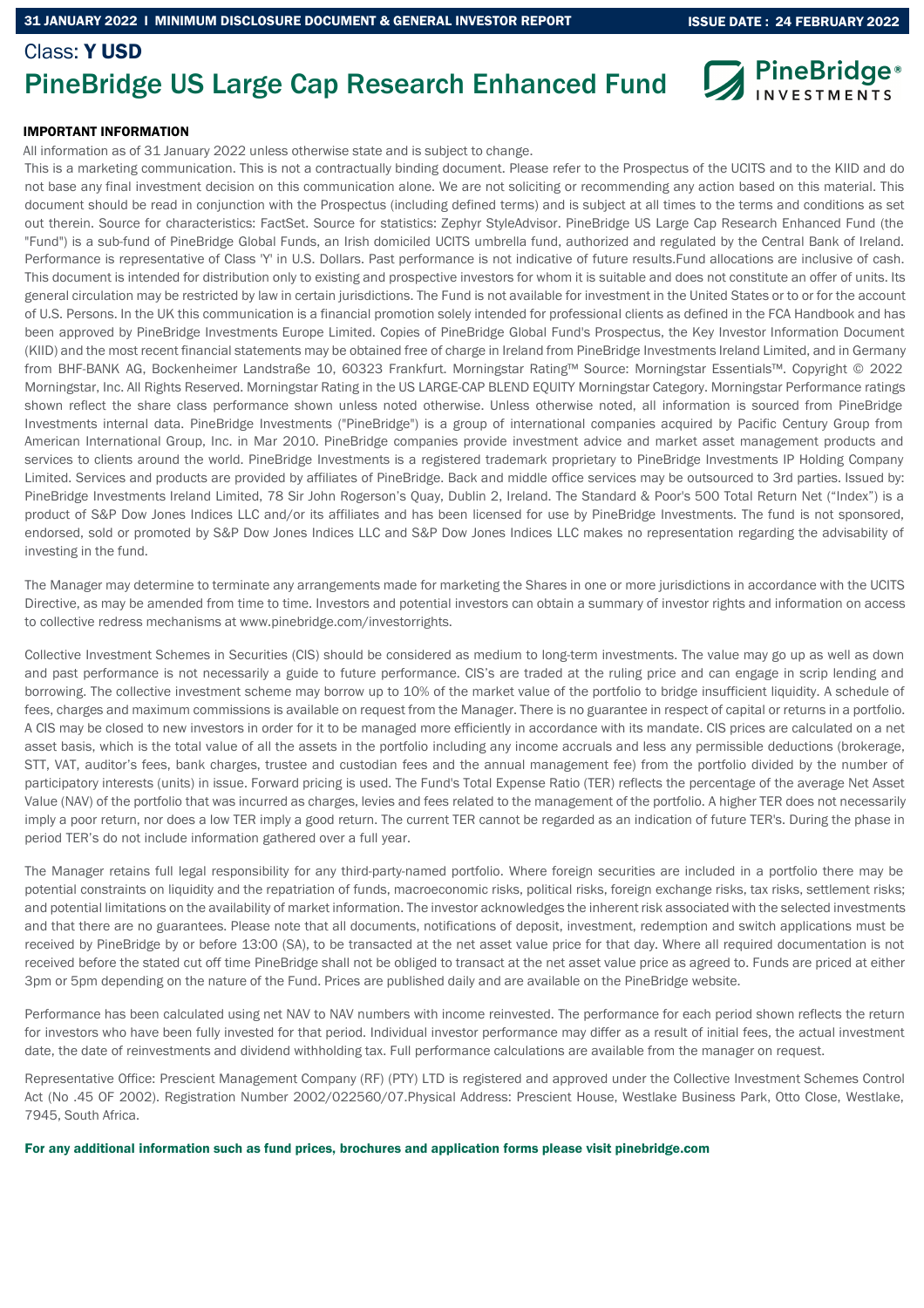Class: **Y USD**

# PineBridge US Large Cap Research Enhanced Fund

### IMPORTANT INFORMATION

All information as of 31 January 2022 unless otherwise state and is subject to change.

This is a marketing communication. This is not a contractually binding document. Please refer to the Prospectus of the UCITS and to the KIID and do not base any final investment decision on this communication alone. We are not soliciting or recommending any action based on this material. This document should be read in conjunction with the Prospectus (including defined terms) and is subject at all times to the terms and conditions as set out therein. Source for characteristics: FactSet. Source for statistics: Zephyr StyleAdvisor. PineBridge US Large Cap Research Enhanced Fund (the "Fund") is a sub-fund of PineBridge Global Funds, an Irish domiciled UCITS umbrella fund, authorized and regulated by the Central Bank of Ireland. Performance is representative of Class 'Y' in U.S. Dollars. Past performance is not indicative of future results.Fund allocations are inclusive of cash. This document is intended for distribution only to existing and prospective investors for whom it is suitable and does not constitute an offer of units. Its general circulation may be restricted by law in certain jurisdictions. The Fund is not available for investment in the United States or to or for the account of U.S. Persons. In the UK this communication is a financial promotion solely intended for professional clients as defined in the FCA Handbook and has been approved by PineBridge Investments Europe Limited. Copies of PineBridge Global Fund's Prospectus, the Key Investor Information Document (KIID) and the most recent financial statements may be obtained free of charge in Ireland from PineBridge Investments Ireland Limited, and in Germany from BHF-BANK AG, Bockenheimer Landstraße 10, 60323 Frankfurt. Morningstar Rating™ Source: Morningstar Essentials™. Copyright © 2022 Morningstar, Inc. All Rights Reserved. Morningstar Rating in the US LARGE-CAP BLEND EQUITY Morningstar Category. Morningstar Performance ratings shown reflect the share class performance shown unless noted otherwise. Unless otherwise noted, all information is sourced from PineBridge Investments internal data. PineBridge Investments ("PineBridge") is a group of international companies acquired by Pacific Century Group from American International Group, Inc. in Mar 2010. PineBridge companies provide investment advice and market asset management products and services to clients around the world. PineBridge Investments is a registered trademark proprietary to PineBridge Investments IP Holding Company Limited. Services and products are provided by affiliates of PineBridge. Back and middle office services may be outsourced to 3rd parties. Issued by: PineBridge Investments Ireland Limited, 78 Sir John Rogerson's Quay, Dublin 2, Ireland. The Standard & Poor's 500 Total Return Net ("Index") is a product of S&P Dow Jones Indices LLC and/or its affiliates and has been licensed for use by PineBridge Investments. The fund is not sponsored, endorsed, sold or promoted by S&P Dow Jones Indices LLC and S&P Dow Jones Indices LLC makes no representation regarding the advisability of investing in the fund.

The Manager may determine to terminate any arrangements made for marketing the Shares in one or more jurisdictions in accordance with the UCITS Directive, as may be amended from time to time. Investors and potential investors can obtain a summary of investor rights and information on access to collective redress mechanisms at www.pinebridge.com/investorrights.

Collective Investment Schemes in Securities (CIS) should be considered as medium to long-term investments. The value may go up as well as down and past performance is not necessarily a guide to future performance. CIS's are traded at the ruling price and can engage in scrip lending and borrowing. The collective investment scheme may borrow up to 10% of the market value of the portfolio to bridge insufficient liquidity. A schedule of fees, charges and maximum commissions is available on request from the Manager. There is no guarantee in respect of capital or returns in a portfolio. A CIS may be closed to new investors in order for it to be managed more efficiently in accordance with its mandate. CIS prices are calculated on a net asset basis, which is the total value of all the assets in the portfolio including any income accruals and less any permissible deductions (brokerage, STT, VAT, auditor's fees, bank charges, trustee and custodian fees and the annual management fee) from the portfolio divided by the number of participatory interests (units) in issue. Forward pricing is used. The Fund's Total Expense Ratio (TER) reflects the percentage of the average Net Asset Value (NAV) of the portfolio that was incurred as charges, levies and fees related to the management of the portfolio. A higher TER does not necessarily imply a poor return, nor does a low TER imply a good return. The current TER cannot be regarded as an indication of future TER's. During the phase in period TER's do not include information gathered over a full year.

The Manager retains full legal responsibility for any third-party-named portfolio. Where foreign securities are included in a portfolio there may be potential constraints on liquidity and the repatriation of funds, macroeconomic risks, political risks, foreign exchange risks, tax risks, settlement risks; and potential limitations on the availability of market information. The investor acknowledges the inherent risk associated with the selected investments and that there are no guarantees. Please note that all documents, notifications of deposit, investment, redemption and switch applications must be received by PineBridge by or before 13:00 (SA), to be transacted at the net asset value price for that day. Where all required documentation is not received before the stated cut off time PineBridge shall not be obliged to transact at the net asset value price as agreed to. Funds are priced at either 3pm or 5pm depending on the nature of the Fund. Prices are published daily and are available on the PineBridge website.

Performance has been calculated using net NAV to NAV numbers with income reinvested. The performance for each period shown reflects the return for investors who have been fully invested for that period. Individual investor performance may differ as a result of initial fees, the actual investment date, the date of reinvestments and dividend withholding tax. Full performance calculations are available from the manager on request.

Representative Office: Prescient Management Company (RF) (PTY) LTD is registered and approved under the Collective Investment Schemes Control Act (No .45 OF 2002). Registration Number 2002/022560/07.Physical Address: Prescient House, Westlake Business Park, Otto Close, Westlake, 7945, South Africa.

**For any additional information such as fund prices, brochures and application forms please visit pinebridge.com**